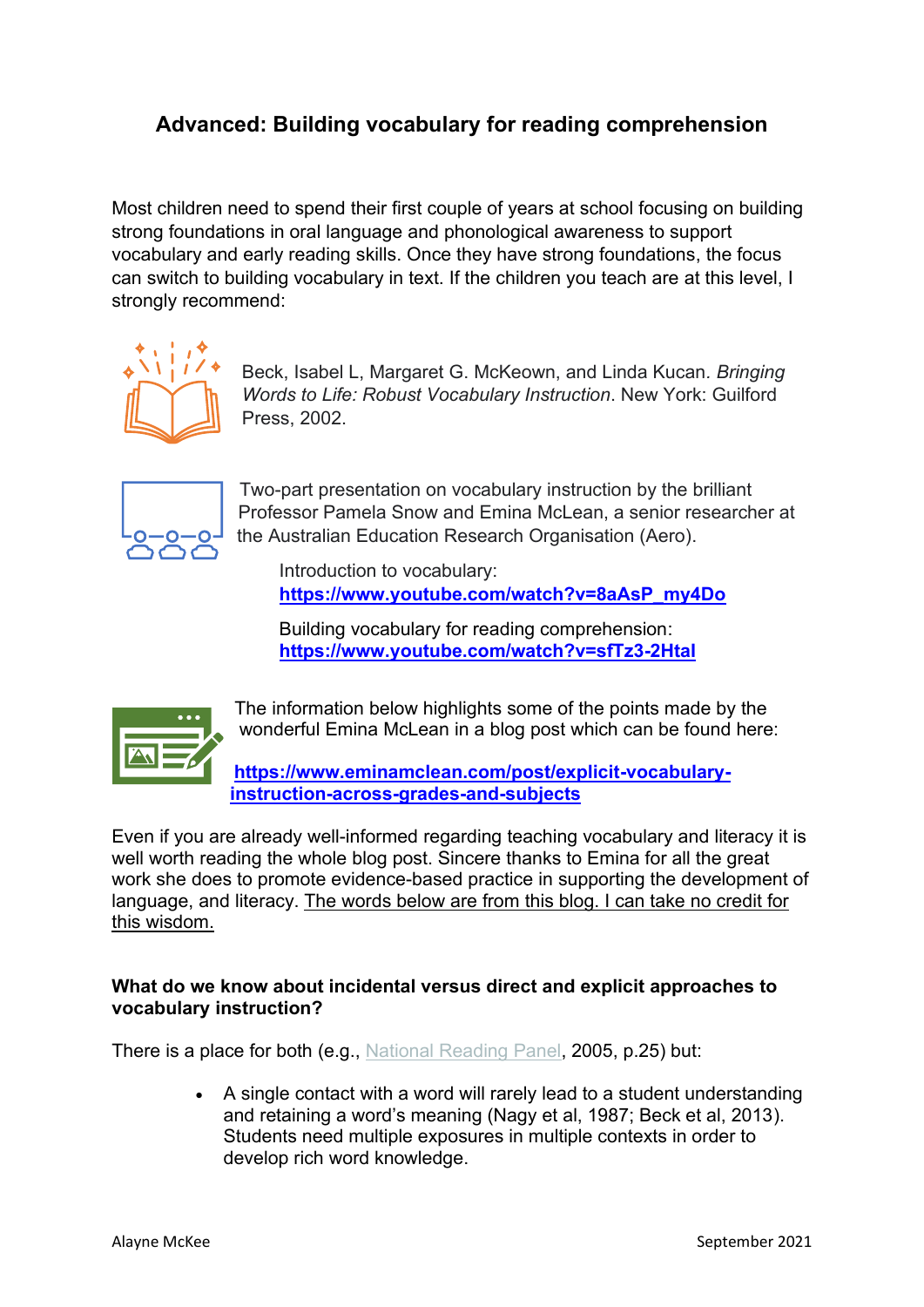# Advanced: Building vocabulary for reading comprehension

Most children need to spend their first couple of years at school focusing on building strong foundations in oral language and phonological awareness to support vocabulary and early reading skills. Once they have strong foundations, the focus can switch to building vocabulary in text. If the children you teach are at this level, I strongly recommend:

Beck, Isabel L, Margaret G. McKeown, and Linda Kucan. *Bringing Words to Life: Robust Vocabulary Instruction*. New York: Guilford Press, 2002.

Two-part presentation on vocabulary instruction by the brilliant Professor Pamela Snow and Emina McLean, a senior researcher at the Australian Education Research Organisation (Aero).

Introduction to vocabulary:
**https://www.youtube.com/watch?v=8aAsP_my4Do**

Building vocabulary for reading comprehension:
**https://www.youtube.com/watch?v=sfTz3-2Htal**

The information below highlights some of the points made by the wonderful Emina McLean in a blog post which can be found here:

**https://www.eminamclean.com/post/explicit-vocabulary-instruction-across-grades-and-subjects**

Even if you are already well-informed regarding teaching vocabulary and literacy it is well worth reading the whole blog post. Sincere thanks to Emina for all the great work she does to promote evidence-based practice in supporting the development of language, and literacy. The words below are from this blog. I can take no credit for this wisdom.

**What do we know about incidental versus direct and explicit approaches to vocabulary instruction?**

There is a place for both (e.g., National Reading Panel, 2005, p.25) but:

- A single contact with a word will rarely lead to a student understanding and retaining a word's meaning (Nagy et al, 1987; Beck et al, 2013). Students need multiple exposures in multiple contexts in order to develop rich word knowledge.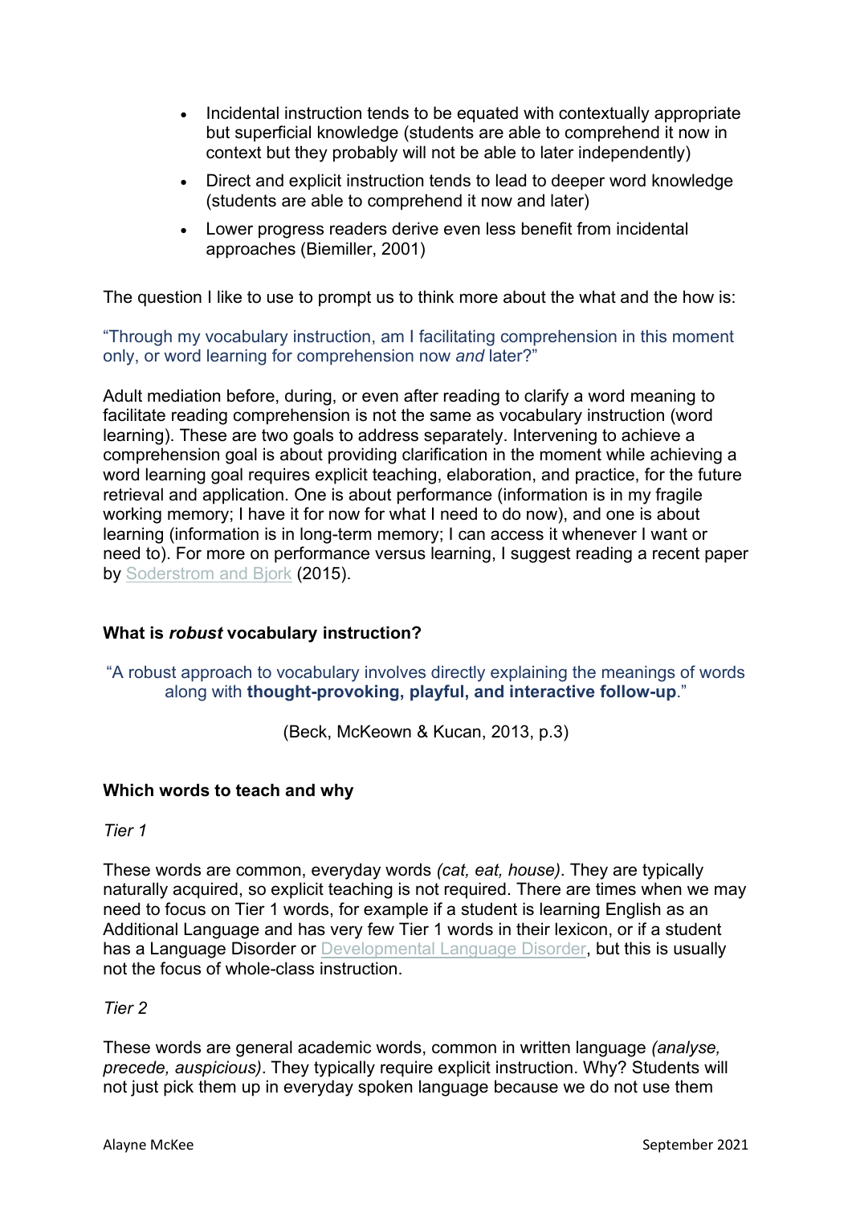- Incidental instruction tends to be equated with contextually appropriate but superficial knowledge (students are able to comprehend it now in context but they probably will not be able to later independently)
- Direct and explicit instruction tends to lead to deeper word knowledge (students are able to comprehend it now and later)
- Lower progress readers derive even less benefit from incidental approaches (Biemiller, 2001)

The question I like to use to prompt us to think more about the what and the how is:

"Through my vocabulary instruction, am I facilitating comprehension in this moment only, or word learning for comprehension now *and* later?"

Adult mediation before, during, or even after reading to clarify a word meaning to facilitate reading comprehension is not the same as vocabulary instruction (word learning). These are two goals to address separately. Intervening to achieve a comprehension goal is about providing clarification in the moment while achieving a word learning goal requires explicit teaching, elaboration, and practice, for the future retrieval and application. One is about performance (information is in my fragile working memory; I have it for now for what I need to do now), and one is about learning (information is in long-term memory; I can access it whenever I want or need to). For more on performance versus learning, I suggest reading a recent paper by Soderstrom and Bjork (2015).

**What is *robust* vocabulary instruction?**

"A robust approach to vocabulary involves directly explaining the meanings of words along with **thought-provoking, playful, and interactive follow-up**."

(Beck, McKeown & Kucan, 2013, p.3)

**Which words to teach and why**

*Tier 1*

These words are common, everyday words *(cat, eat, house)*. They are typically naturally acquired, so explicit teaching is not required. There are times when we may need to focus on Tier 1 words, for example if a student is learning English as an Additional Language and has very few Tier 1 words in their lexicon, or if a student has a Language Disorder or Developmental Language Disorder, but this is usually not the focus of whole-class instruction.

*Tier 2*

These words are general academic words, common in written language *(analyse, precede, auspicious)*. They typically require explicit instruction. Why? Students will not just pick them up in everyday spoken language because we do not use them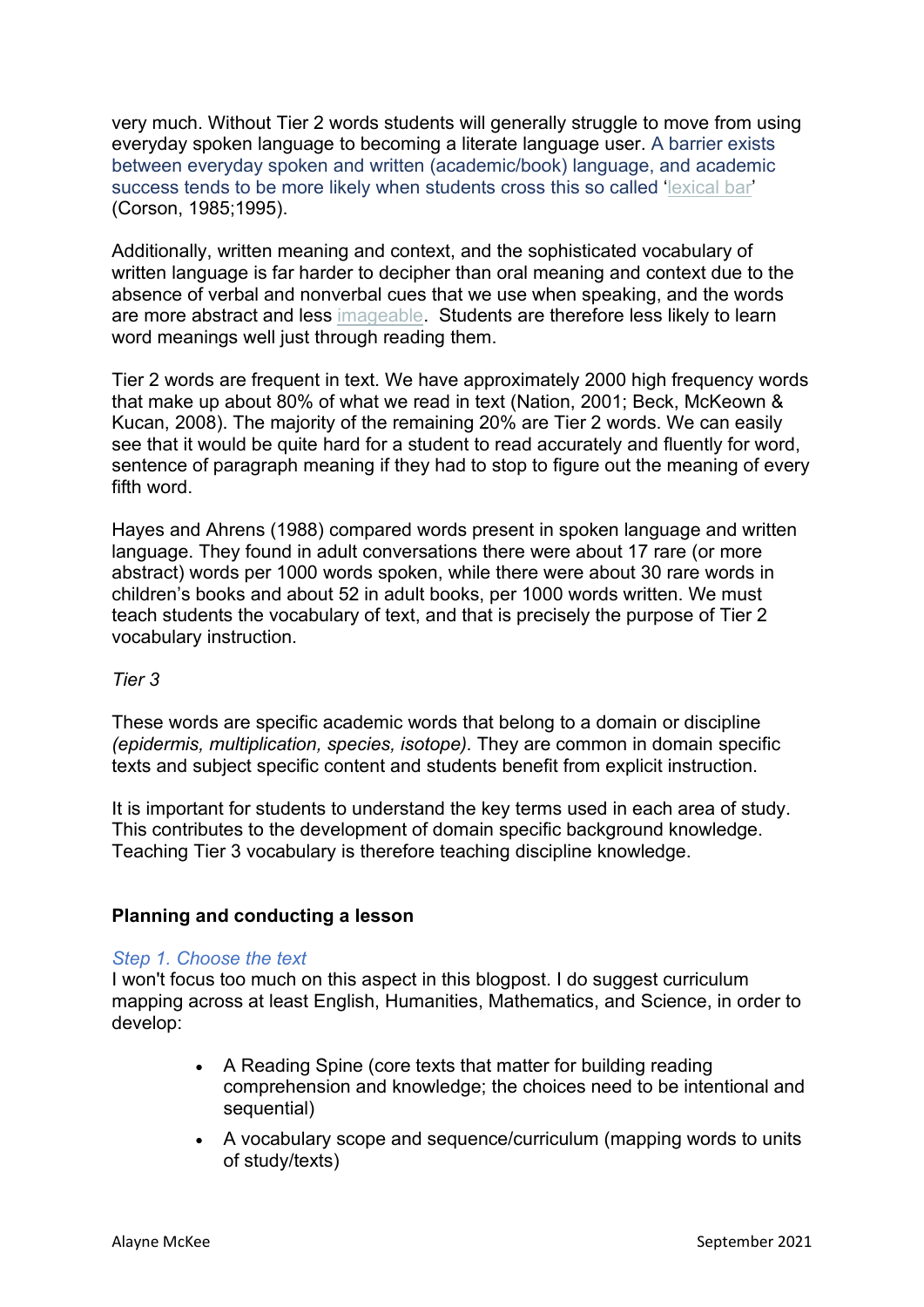very much. Without Tier 2 words students will generally struggle to move from using everyday spoken language to becoming a literate language user. A barrier exists between everyday spoken and written (academic/book) language, and academic success tends to be more likely when students cross this so called 'lexical bar' (Corson, 1985;1995).

Additionally, written meaning and context, and the sophisticated vocabulary of written language is far harder to decipher than oral meaning and context due to the absence of verbal and nonverbal cues that we use when speaking, and the words are more abstract and less imageable. Students are therefore less likely to learn word meanings well just through reading them.

Tier 2 words are frequent in text. We have approximately 2000 high frequency words that make up about 80% of what we read in text (Nation, 2001; Beck, McKeown & Kucan, 2008). The majority of the remaining 20% are Tier 2 words. We can easily see that it would be quite hard for a student to read accurately and fluently for word, sentence of paragraph meaning if they had to stop to figure out the meaning of every fifth word.

Hayes and Ahrens (1988) compared words present in spoken language and written language. They found in adult conversations there were about 17 rare (or more abstract) words per 1000 words spoken, while there were about 30 rare words in children's books and about 52 in adult books, per 1000 words written. We must teach students the vocabulary of text, and that is precisely the purpose of Tier 2 vocabulary instruction.

*Tier 3*

These words are specific academic words that belong to a domain or discipline *(epidermis, multiplication, species, isotope)*. They are common in domain specific texts and subject specific content and students benefit from explicit instruction.

It is important for students to understand the key terms used in each area of study. This contributes to the development of domain specific background knowledge. Teaching Tier 3 vocabulary is therefore teaching discipline knowledge.

**Planning and conducting a lesson**

*Step 1. Choose the text*

I won't focus too much on this aspect in this blogpost. I do suggest curriculum mapping across at least English, Humanities, Mathematics, and Science, in order to develop:

- A Reading Spine (core texts that matter for building reading comprehension and knowledge; the choices need to be intentional and sequential)
- A vocabulary scope and sequence/curriculum (mapping words to units of study/texts)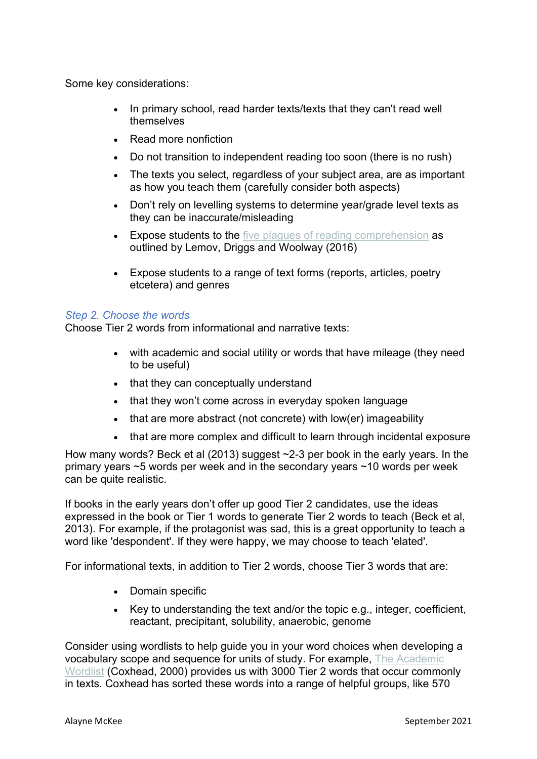Some key considerations:

- In primary school, read harder texts/texts that they can't read well themselves
- Read more nonfiction
- Do not transition to independent reading too soon (there is no rush)
- The texts you select, regardless of your subject area, are as important as how you teach them (carefully consider both aspects)
- Don't rely on levelling systems to determine year/grade level texts as they can be inaccurate/misleading
- Expose students to the five plagues of reading comprehension as outlined by Lemov, Driggs and Woolway (2016)
- Expose students to a range of text forms (reports, articles, poetry etcetera) and genres

### *Step 2. Choose the words*

Choose Tier 2 words from informational and narrative texts:

- with academic and social utility or words that have mileage (they need to be useful)
- that they can conceptually understand
- that they won't come across in everyday spoken language
- that are more abstract (not concrete) with low(er) imageability
- that are more complex and difficult to learn through incidental exposure

How many words? Beck et al (2013) suggest ~2-3 per book in the early years. In the primary years ~5 words per week and in the secondary years ~10 words per week can be quite realistic.

If books in the early years don't offer up good Tier 2 candidates, use the ideas expressed in the book or Tier 1 words to generate Tier 2 words to teach (Beck et al, 2013). For example, if the protagonist was sad, this is a great opportunity to teach a word like 'despondent'. If they were happy, we may choose to teach 'elated'.

For informational texts, in addition to Tier 2 words, choose Tier 3 words that are:

- Domain specific
- Key to understanding the text and/or the topic e.g., integer, coefficient, reactant, precipitant, solubility, anaerobic, genome

Consider using wordlists to help guide you in your word choices when developing a vocabulary scope and sequence for units of study. For example, The Academic Wordlist (Coxhead, 2000) provides us with 3000 Tier 2 words that occur commonly in texts. Coxhead has sorted these words into a range of helpful groups, like 570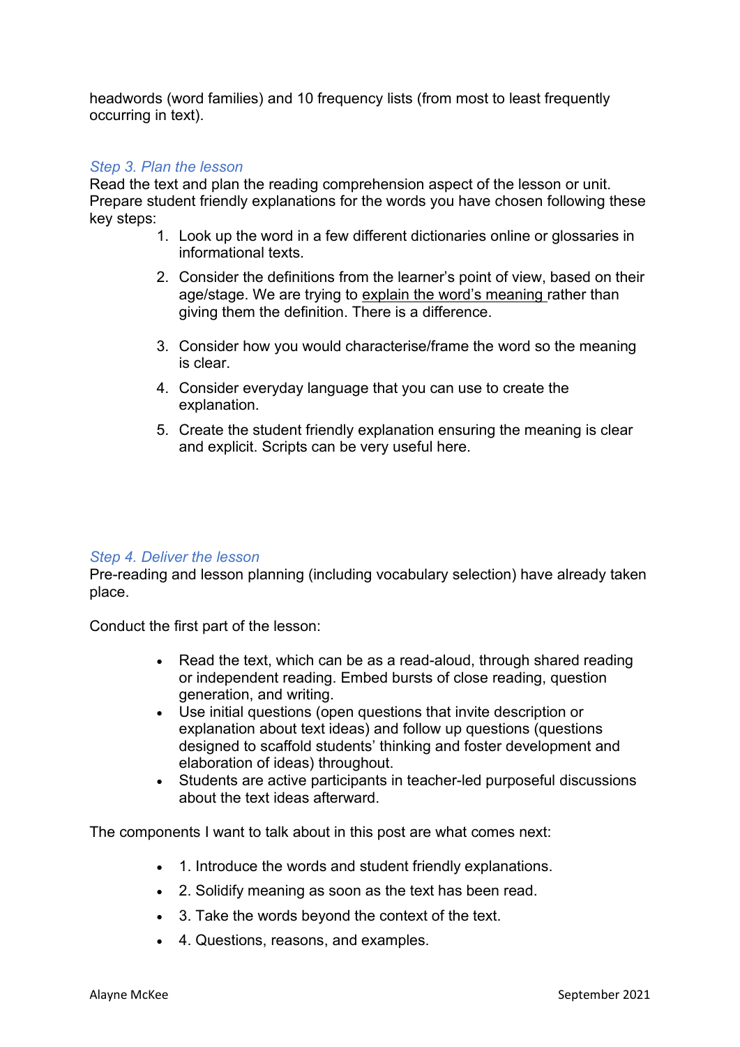headwords (word families) and 10 frequency lists (from most to least frequently occurring in text).

### *Step 3. Plan the lesson*

Read the text and plan the reading comprehension aspect of the lesson or unit. Prepare student friendly explanations for the words you have chosen following these key steps:

1. Look up the word in a few different dictionaries online or glossaries in informational texts.
2. Consider the definitions from the learner's point of view, based on their age/stage. We are trying to <u>explain the word's meaning</u> rather than giving them the definition. There is a difference.
3. Consider how you would characterise/frame the word so the meaning is clear.
4. Consider everyday language that you can use to create the explanation.
5. Create the student friendly explanation ensuring the meaning is clear and explicit. Scripts can be very useful here.

### *Step 4. Deliver the lesson*

Pre-reading and lesson planning (including vocabulary selection) have already taken place.

Conduct the first part of the lesson:

- Read the text, which can be as a read-aloud, through shared reading or independent reading. Embed bursts of close reading, question generation, and writing.
- Use initial questions (open questions that invite description or explanation about text ideas) and follow up questions (questions designed to scaffold students' thinking and foster development and elaboration of ideas) throughout.
- Students are active participants in teacher-led purposeful discussions about the text ideas afterward.

The components I want to talk about in this post are what comes next:

- 1. Introduce the words and student friendly explanations.
- 2. Solidify meaning as soon as the text has been read.
- 3. Take the words beyond the context of the text.
- 4. Questions, reasons, and examples.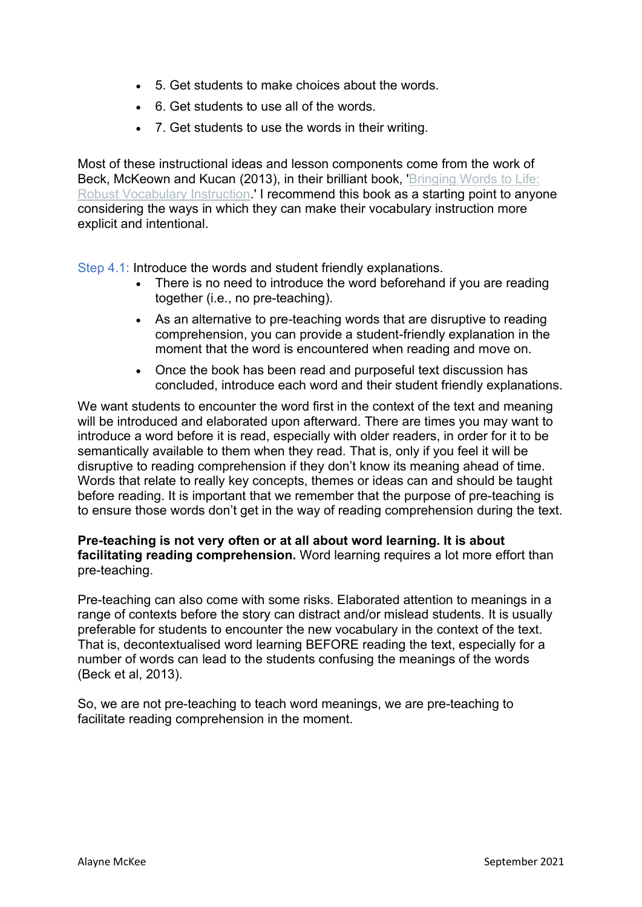- 5. Get students to make choices about the words.
- 6. Get students to use all of the words.
- 7. Get students to use the words in their writing.

Most of these instructional ideas and lesson components come from the work of Beck, McKeown and Kucan (2013), in their brilliant book, '[Bringing Words to Life: Robust Vocabulary Instruction]().' I recommend this book as a starting point to anyone considering the ways in which they can make their vocabulary instruction more explicit and intentional.

Step 4.1: Introduce the words and student friendly explanations.

- There is no need to introduce the word beforehand if you are reading together (i.e., no pre-teaching).
- As an alternative to pre-teaching words that are disruptive to reading comprehension, you can provide a student-friendly explanation in the moment that the word is encountered when reading and move on.
- Once the book has been read and purposeful text discussion has concluded, introduce each word and their student friendly explanations.

We want students to encounter the word first in the context of the text and meaning will be introduced and elaborated upon afterward. There are times you may want to introduce a word before it is read, especially with older readers, in order for it to be semantically available to them when they read. That is, only if you feel it will be disruptive to reading comprehension if they don't know its meaning ahead of time. Words that relate to really key concepts, themes or ideas can and should be taught before reading. It is important that we remember that the purpose of pre-teaching is to ensure those words don't get in the way of reading comprehension during the text.

**Pre-teaching is not very often or at all about word learning. It is about facilitating reading comprehension.** Word learning requires a lot more effort than pre-teaching.

Pre-teaching can also come with some risks. Elaborated attention to meanings in a range of contexts before the story can distract and/or mislead students. It is usually preferable for students to encounter the new vocabulary in the context of the text. That is, decontextualised word learning BEFORE reading the text, especially for a number of words can lead to the students confusing the meanings of the words (Beck et al, 2013).

So, we are not pre-teaching to teach word meanings, we are pre-teaching to facilitate reading comprehension in the moment.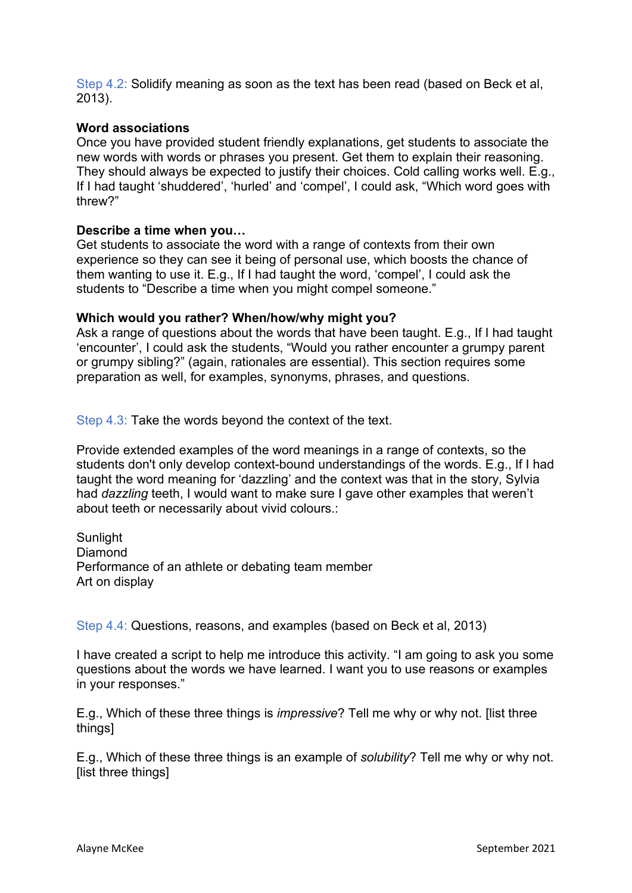Step 4.2: Solidify meaning as soon as the text has been read (based on Beck et al, 2013).

**Word associations**
Once you have provided student friendly explanations, get students to associate the new words with words or phrases you present. Get them to explain their reasoning. They should always be expected to justify their choices. Cold calling works well. E.g., If I had taught 'shuddered', 'hurled' and 'compel', I could ask, "Which word goes with threw?"

**Describe a time when you…**
Get students to associate the word with a range of contexts from their own experience so they can see it being of personal use, which boosts the chance of them wanting to use it. E.g., If I had taught the word, 'compel', I could ask the students to "Describe a time when you might compel someone."

**Which would you rather? When/how/why might you?**
Ask a range of questions about the words that have been taught. E.g., If I had taught 'encounter', I could ask the students, "Would you rather encounter a grumpy parent or grumpy sibling?" (again, rationales are essential). This section requires some preparation as well, for examples, synonyms, phrases, and questions.

Step 4.3: Take the words beyond the context of the text.

Provide extended examples of the word meanings in a range of contexts, so the students don't only develop context-bound understandings of the words. E.g., If I had taught the word meaning for 'dazzling' and the context was that in the story, Sylvia had *dazzling* teeth, I would want to make sure I gave other examples that weren't about teeth or necessarily about vivid colours.:

Sunlight
Diamond
Performance of an athlete or debating team member
Art on display

Step 4.4: Questions, reasons, and examples (based on Beck et al, 2013)

I have created a script to help me introduce this activity. "I am going to ask you some questions about the words we have learned. I want you to use reasons or examples in your responses."

E.g., Which of these three things is *impressive*? Tell me why or why not. [list three things]

E.g., Which of these three things is an example of *solubility*? Tell me why or why not. [list three things]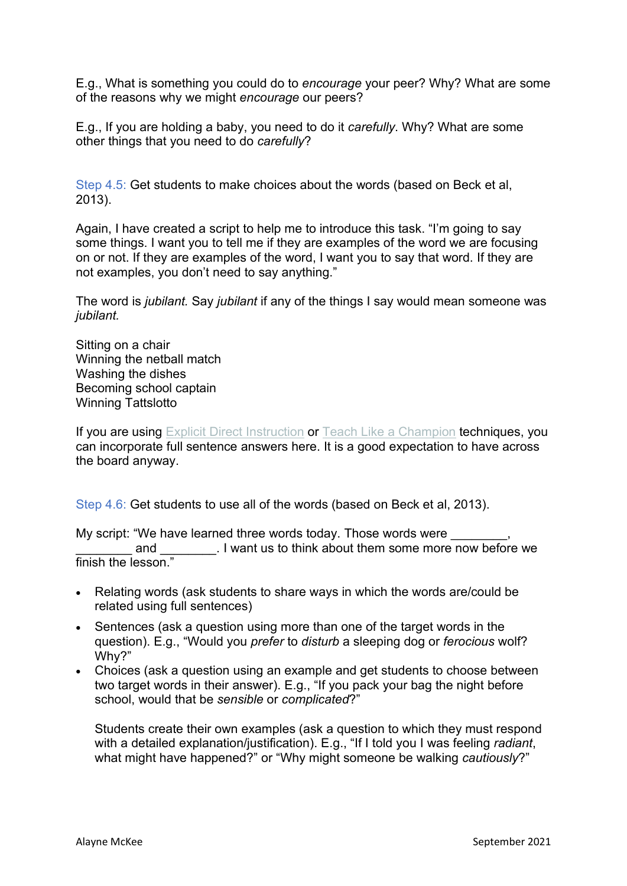E.g., What is something you could do to *encourage* your peer? Why? What are some of the reasons why we might *encourage* our peers?

E.g., If you are holding a baby, you need to do it *carefully*. Why? What are some other things that you need to do *carefully*?

Step 4.5: Get students to make choices about the words (based on Beck et al, 2013).

Again, I have created a script to help me to introduce this task. "I'm going to say some things. I want you to tell me if they are examples of the word we are focusing on or not. If they are examples of the word, I want you to say that word. If they are not examples, you don't need to say anything."

The word is *jubilant.* Say *jubilant* if any of the things I say would mean someone was *jubilant.*

Sitting on a chair
Winning the netball match
Washing the dishes
Becoming school captain
Winning Tattslotto

If you are using Explicit Direct Instruction or Teach Like a Champion techniques, you can incorporate full sentence answers here. It is a good expectation to have across the board anyway.

Step 4.6: Get students to use all of the words (based on Beck et al, 2013).

My script: "We have learned three words today. Those words were ________, ________ and ________. I want us to think about them some more now before we finish the lesson."

- Relating words (ask students to share ways in which the words are/could be related using full sentences)
- Sentences (ask a question using more than one of the target words in the question). E.g., "Would you *prefer* to *disturb* a sleeping dog or *ferocious* wolf? Why?"
- Choices (ask a question using an example and get students to choose between two target words in their answer). E.g., "If you pack your bag the night before school, would that be *sensible* or *complicated*?"

  Students create their own examples (ask a question to which they must respond with a detailed explanation/justification). E.g., "If I told you I was feeling *radiant*, what might have happened?" or "Why might someone be walking *cautiously*?"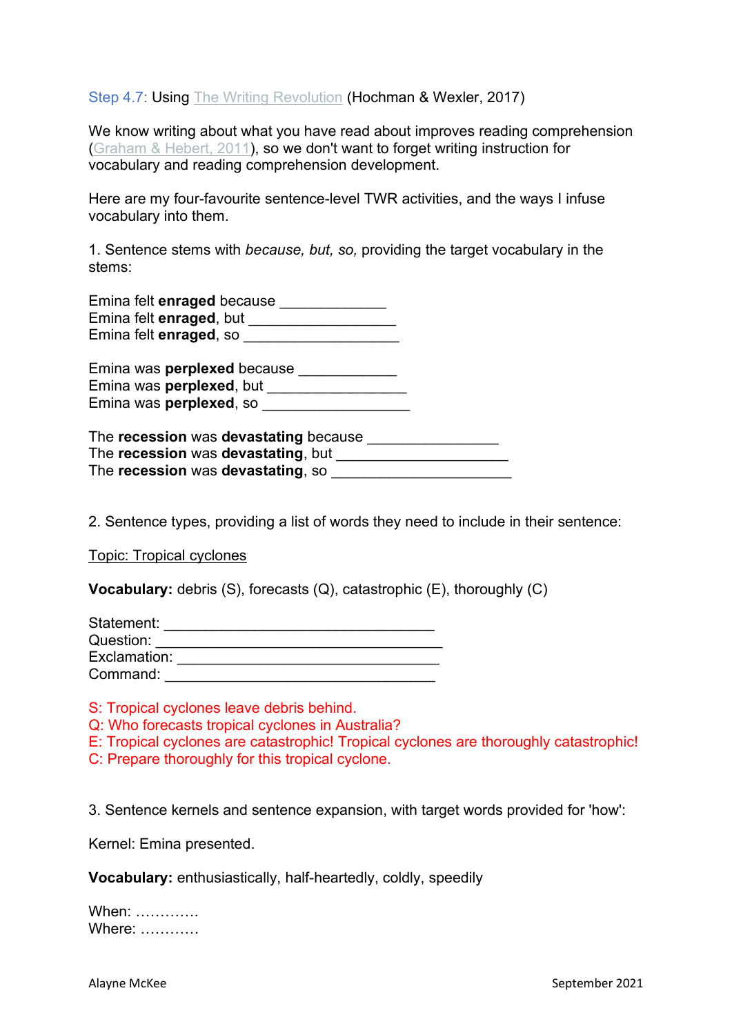Step 4.7: Using The Writing Revolution (Hochman & Wexler, 2017)

We know writing about what you have read about improves reading comprehension (Graham & Hebert, 2011), so we don't want to forget writing instruction for vocabulary and reading comprehension development.

Here are my four-favourite sentence-level TWR activities, and the ways I infuse vocabulary into them.

1. Sentence stems with *because, but, so,* providing the target vocabulary in the stems:

Emina felt **enraged** because _____________
Emina felt **enraged**, but __________________
Emina felt **enraged**, so ___________________

Emina was **perplexed** because ____________
Emina was **perplexed**, but _________________
Emina was **perplexed**, so __________________

The **recession** was **devastating** because ________________
The **recession** was **devastating**, but _____________________
The **recession** was **devastating**, so ______________________

2. Sentence types, providing a list of words they need to include in their sentence:

Topic: Tropical cyclones

**Vocabulary:** debris (S), forecasts (Q), catastrophic (E), thoroughly (C)

Statement: ________________________________
Question: __________________________________
Exclamation: _______________________________
Command: _________________________________

S: Tropical cyclones leave debris behind.
Q: Who forecasts tropical cyclones in Australia?
E: Tropical cyclones are catastrophic! Tropical cyclones are thoroughly catastrophic!
C: Prepare thoroughly for this tropical cyclone.

3. Sentence kernels and sentence expansion, with target words provided for 'how':

Kernel: Emina presented.

**Vocabulary:** enthusiastically, half-heartedly, coldly, speedily

When: ………….
Where: …………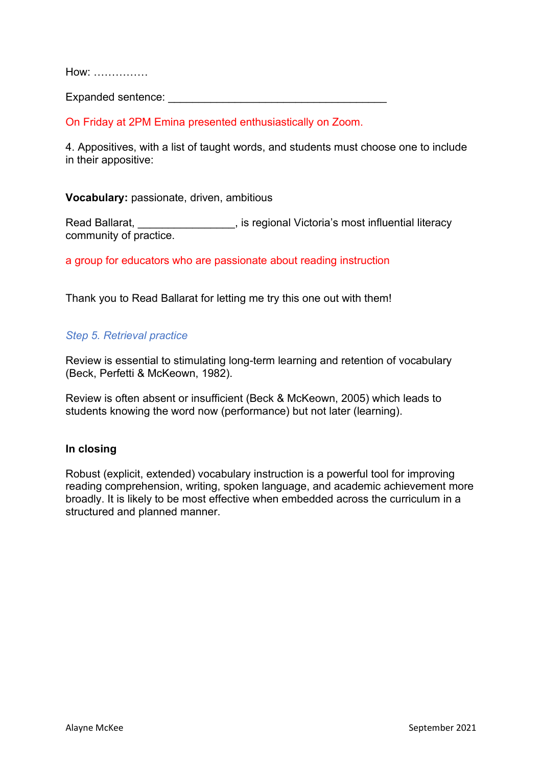How: ……………

Expanded sentence: ____________________________________

On Friday at 2PM Emina presented enthusiastically on Zoom.

4. Appositives, with a list of taught words, and students must choose one to include in their appositive:

**Vocabulary:** passionate, driven, ambitious

Read Ballarat, ________________, is regional Victoria's most influential literacy community of practice.

a group for educators who are passionate about reading instruction

Thank you to Read Ballarat for letting me try this one out with them!

### *Step 5. Retrieval practice*

Review is essential to stimulating long-term learning and retention of vocabulary (Beck, Perfetti & McKeown, 1982).

Review is often absent or insufficient (Beck & McKeown, 2005) which leads to students knowing the word now (performance) but not later (learning).

### In closing

Robust (explicit, extended) vocabulary instruction is a powerful tool for improving reading comprehension, writing, spoken language, and academic achievement more broadly. It is likely to be most effective when embedded across the curriculum in a structured and planned manner.